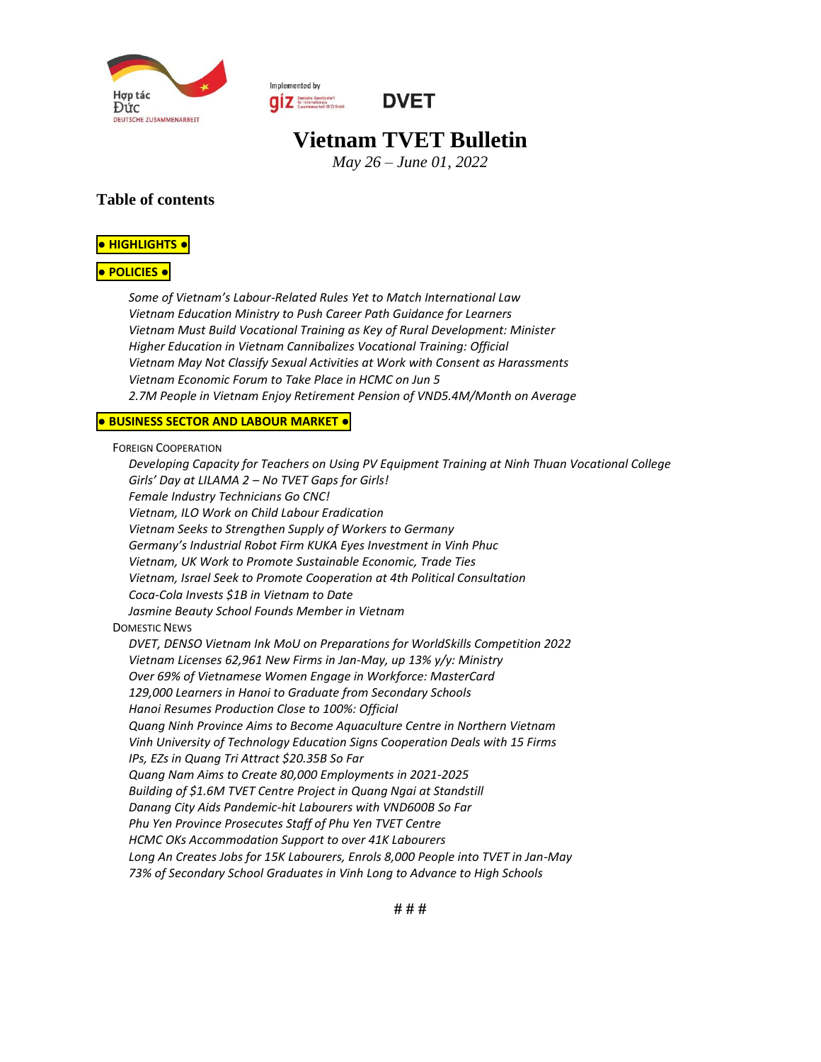Hợp tác Đức
DEUTSCHE ZUSAMMENARBEIT

Implemented by giz

DVET

# Vietnam TVET Bulletin

*May 26 – June 01, 2022*

## Table of contents

**● HIGHLIGHTS ●**

**● POLICIES ●**

*Some of Vietnam's Labour-Related Rules Yet to Match International Law*
*Vietnam Education Ministry to Push Career Path Guidance for Learners*
*Vietnam Must Build Vocational Training as Key of Rural Development: Minister*
*Higher Education in Vietnam Cannibalizes Vocational Training: Official*
*Vietnam May Not Classify Sexual Activities at Work with Consent as Harassments*
*Vietnam Economic Forum to Take Place in HCMC on Jun 5*
*2.7M People in Vietnam Enjoy Retirement Pension of VND5.4M/Month on Average*

**● BUSINESS SECTOR AND LABOUR MARKET ●**

FOREIGN COOPERATION

*Developing Capacity for Teachers on Using PV Equipment Training at Ninh Thuan Vocational College*
*Girls' Day at LILAMA 2 – No TVET Gaps for Girls!*
*Female Industry Technicians Go CNC!*
*Vietnam, ILO Work on Child Labour Eradication*
*Vietnam Seeks to Strengthen Supply of Workers to Germany*
*Germany's Industrial Robot Firm KUKA Eyes Investment in Vinh Phuc*
*Vietnam, UK Work to Promote Sustainable Economic, Trade Ties*
*Vietnam, Israel Seek to Promote Cooperation at 4th Political Consultation*
*Coca-Cola Invests $1B in Vietnam to Date*
*Jasmine Beauty School Founds Member in Vietnam*

DOMESTIC NEWS

*DVET, DENSO Vietnam Ink MoU on Preparations for WorldSkills Competition 2022*
*Vietnam Licenses 62,961 New Firms in Jan-May, up 13% y/y: Ministry*
*Over 69% of Vietnamese Women Engage in Workforce: MasterCard*
*129,000 Learners in Hanoi to Graduate from Secondary Schools*
*Hanoi Resumes Production Close to 100%: Official*
*Quang Ninh Province Aims to Become Aquaculture Centre in Northern Vietnam*
*Vinh University of Technology Education Signs Cooperation Deals with 15 Firms*
*IPs, EZs in Quang Tri Attract $20.35B So Far*
*Quang Nam Aims to Create 80,000 Employments in 2021-2025*
*Building of $1.6M TVET Centre Project in Quang Ngai at Standstill*
*Danang City Aids Pandemic-hit Labourers with VND600B So Far*
*Phu Yen Province Prosecutes Staff of Phu Yen TVET Centre*
*HCMC OKs Accommodation Support to over 41K Labourers*
*Long An Creates Jobs for 15K Labourers, Enrols 8,000 People into TVET in Jan-May*
*73% of Secondary School Graduates in Vinh Long to Advance to High Schools*

# # #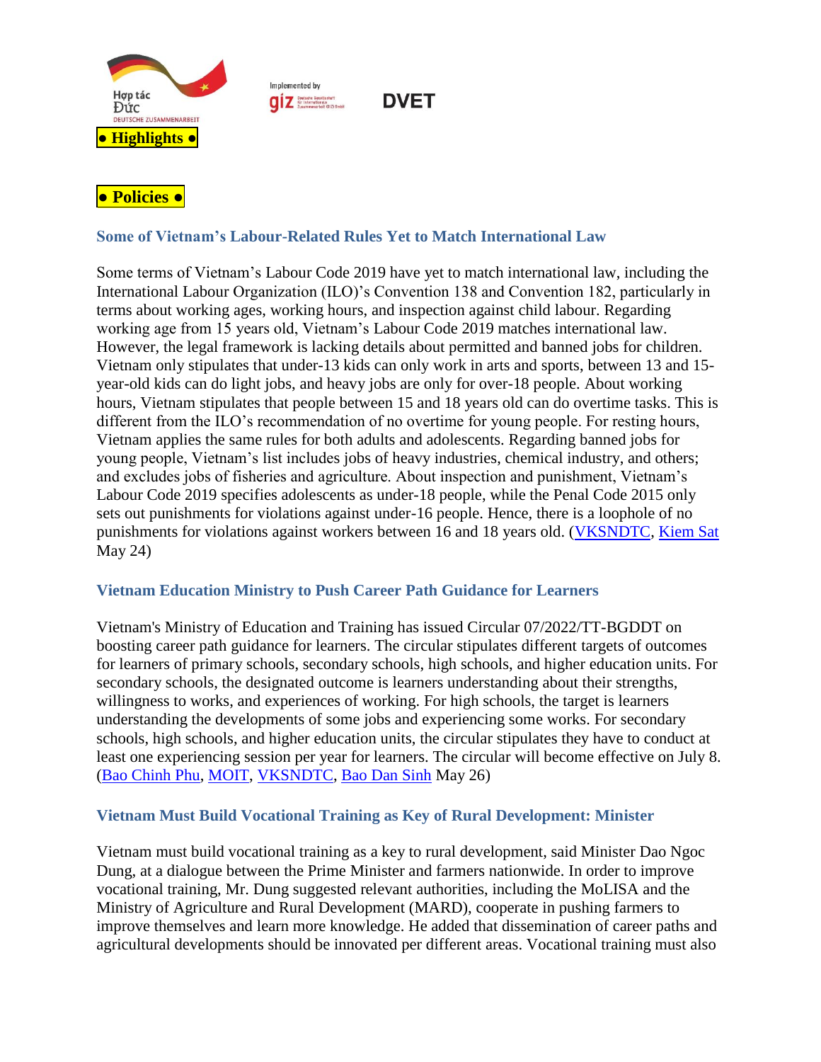**● Highlights ●**

**● Policies ●**

### Some of Vietnam's Labour-Related Rules Yet to Match International Law

Some terms of Vietnam's Labour Code 2019 have yet to match international law, including the International Labour Organization (ILO)'s Convention 138 and Convention 182, particularly in terms about working ages, working hours, and inspection against child labour. Regarding working age from 15 years old, Vietnam's Labour Code 2019 matches international law. However, the legal framework is lacking details about permitted and banned jobs for children. Vietnam only stipulates that under-13 kids can only work in arts and sports, between 13 and 15-year-old kids can do light jobs, and heavy jobs are only for over-18 people. About working hours, Vietnam stipulates that people between 15 and 18 years old can do overtime tasks. This is different from the ILO's recommendation of no overtime for young people. For resting hours, Vietnam applies the same rules for both adults and adolescents. Regarding banned jobs for young people, Vietnam's list includes jobs of heavy industries, chemical industry, and others; and excludes jobs of fisheries and agriculture. About inspection and punishment, Vietnam's Labour Code 2019 specifies adolescents as under-18 people, while the Penal Code 2015 only sets out punishments for violations against under-16 people. Hence, there is a loophole of no punishments for violations against workers between 16 and 18 years old. (VKSNDTC, Kiem Sat May 24)

### Vietnam Education Ministry to Push Career Path Guidance for Learners

Vietnam's Ministry of Education and Training has issued Circular 07/2022/TT-BGDDT on boosting career path guidance for learners. The circular stipulates different targets of outcomes for learners of primary schools, secondary schools, high schools, and higher education units. For secondary schools, the designated outcome is learners understanding about their strengths, willingness to works, and experiences of working. For high schools, the target is learners understanding the developments of some jobs and experiencing some works. For secondary schools, high schools, and higher education units, the circular stipulates they have to conduct at least one experiencing session per year for learners. The circular will become effective on July 8. (Bao Chinh Phu, MOIT, VKSNDTC, Bao Dan Sinh May 26)

### Vietnam Must Build Vocational Training as Key of Rural Development: Minister

Vietnam must build vocational training as a key to rural development, said Minister Dao Ngoc Dung, at a dialogue between the Prime Minister and farmers nationwide. In order to improve vocational training, Mr. Dung suggested relevant authorities, including the MoLISA and the Ministry of Agriculture and Rural Development (MARD), cooperate in pushing farmers to improve themselves and learn more knowledge. He added that dissemination of career paths and agricultural developments should be innovated per different areas. Vocational training must also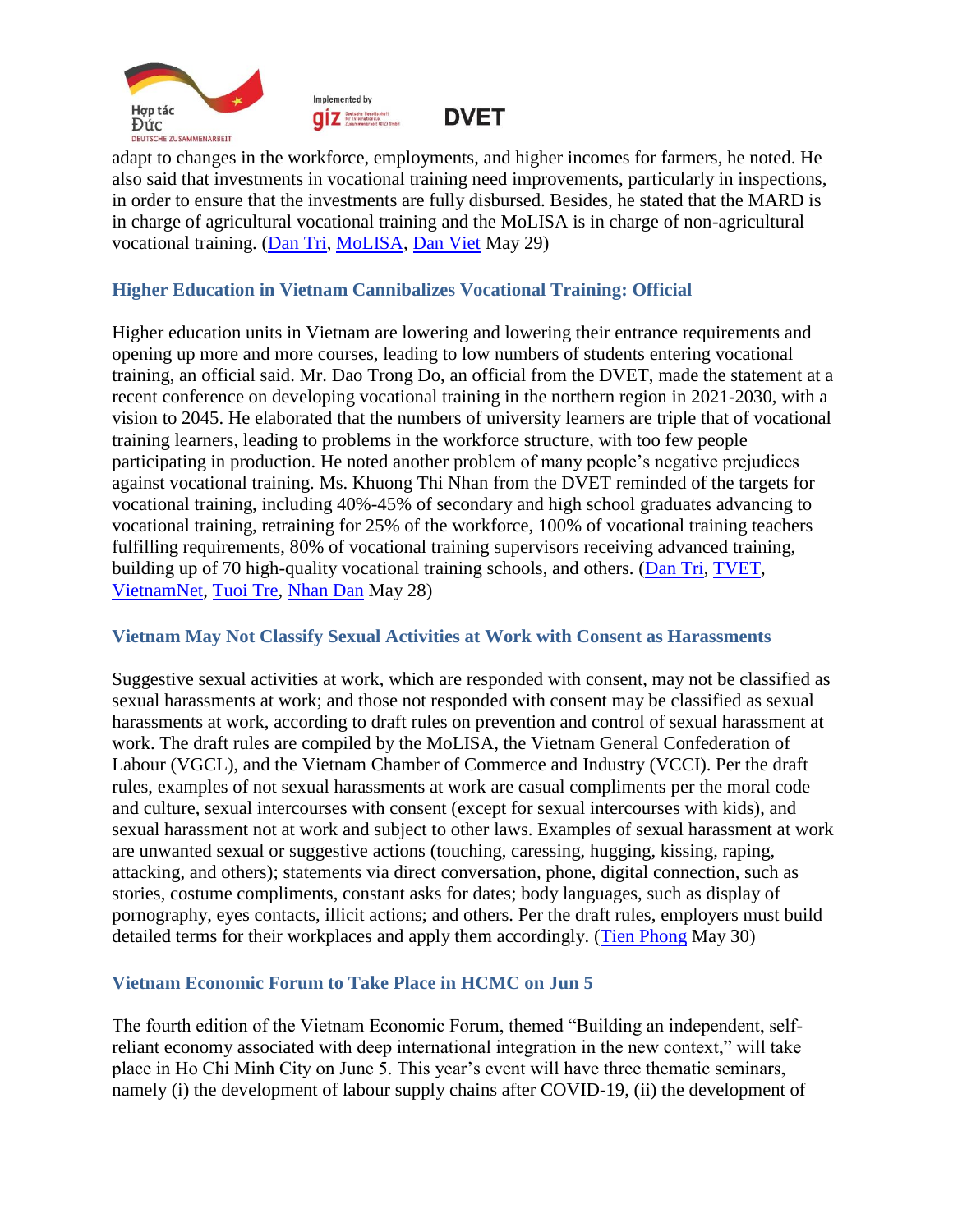adapt to changes in the workforce, employments, and higher incomes for farmers, he noted. He also said that investments in vocational training need improvements, particularly in inspections, in order to ensure that the investments are fully disbursed. Besides, he stated that the MARD is in charge of agricultural vocational training and the MoLISA is in charge of non-agricultural vocational training. (Dan Tri, MoLISA, Dan Viet May 29)

### Higher Education in Vietnam Cannibalizes Vocational Training: Official

Higher education units in Vietnam are lowering and lowering their entrance requirements and opening up more and more courses, leading to low numbers of students entering vocational training, an official said. Mr. Dao Trong Do, an official from the DVET, made the statement at a recent conference on developing vocational training in the northern region in 2021-2030, with a vision to 2045. He elaborated that the numbers of university learners are triple that of vocational training learners, leading to problems in the workforce structure, with too few people participating in production. He noted another problem of many people's negative prejudices against vocational training. Ms. Khuong Thi Nhan from the DVET reminded of the targets for vocational training, including 40%-45% of secondary and high school graduates advancing to vocational training, retraining for 25% of the workforce, 100% of vocational training teachers fulfilling requirements, 80% of vocational training supervisors receiving advanced training, building up of 70 high-quality vocational training schools, and others. (Dan Tri, TVET, VietnamNet, Tuoi Tre, Nhan Dan May 28)

### Vietnam May Not Classify Sexual Activities at Work with Consent as Harassments

Suggestive sexual activities at work, which are responded with consent, may not be classified as sexual harassments at work; and those not responded with consent may be classified as sexual harassments at work, according to draft rules on prevention and control of sexual harassment at work. The draft rules are compiled by the MoLISA, the Vietnam General Confederation of Labour (VGCL), and the Vietnam Chamber of Commerce and Industry (VCCI). Per the draft rules, examples of not sexual harassments at work are casual compliments per the moral code and culture, sexual intercourses with consent (except for sexual intercourses with kids), and sexual harassment not at work and subject to other laws. Examples of sexual harassment at work are unwanted sexual or suggestive actions (touching, caressing, hugging, kissing, raping, attacking, and others); statements via direct conversation, phone, digital connection, such as stories, costume compliments, constant asks for dates; body languages, such as display of pornography, eyes contacts, illicit actions; and others. Per the draft rules, employers must build detailed terms for their workplaces and apply them accordingly. (Tien Phong May 30)

### Vietnam Economic Forum to Take Place in HCMC on Jun 5

The fourth edition of the Vietnam Economic Forum, themed "Building an independent, self-reliant economy associated with deep international integration in the new context," will take place in Ho Chi Minh City on June 5. This year's event will have three thematic seminars, namely (i) the development of labour supply chains after COVID-19, (ii) the development of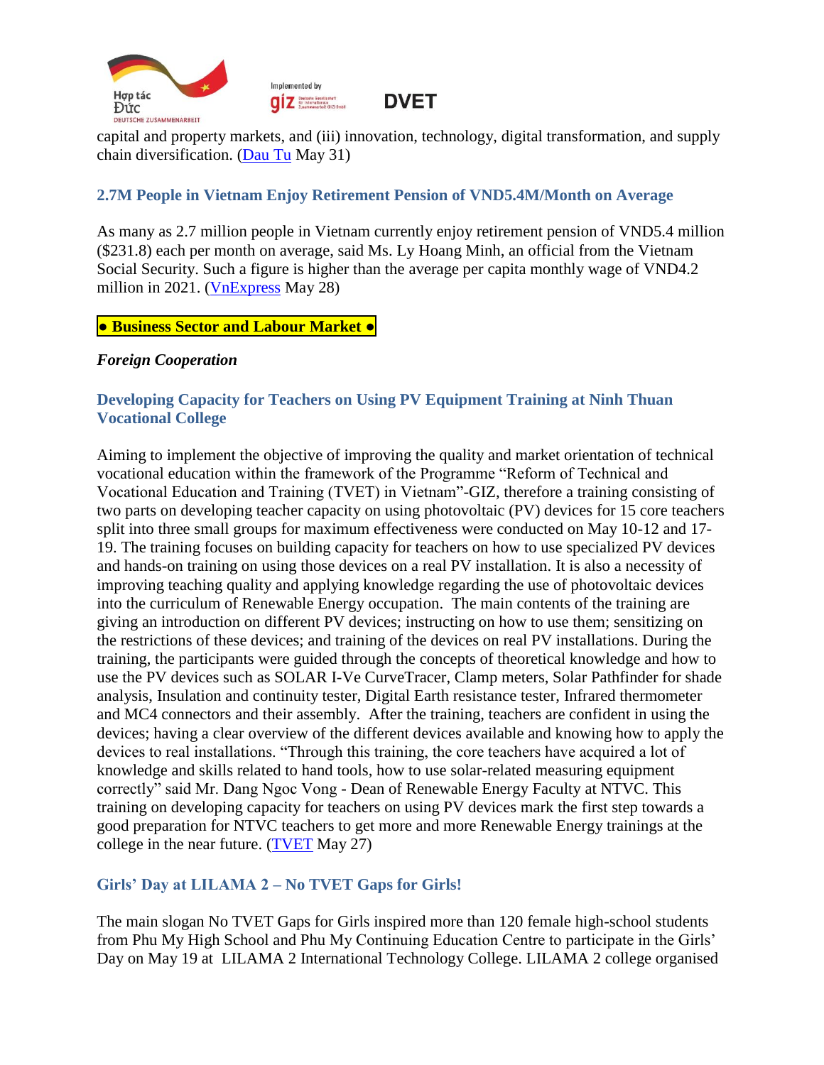capital and property markets, and (iii) innovation, technology, digital transformation, and supply chain diversification. (Dau Tu May 31)

### 2.7M People in Vietnam Enjoy Retirement Pension of VND5.4M/Month on Average

As many as 2.7 million people in Vietnam currently enjoy retirement pension of VND5.4 million ($231.8) each per month on average, said Ms. Ly Hoang Minh, an official from the Vietnam Social Security. Such a figure is higher than the average per capita monthly wage of VND4.2 million in 2021. (VnExpress May 28)

## ● Business Sector and Labour Market ●

***Foreign Cooperation***

### Developing Capacity for Teachers on Using PV Equipment Training at Ninh Thuan Vocational College

Aiming to implement the objective of improving the quality and market orientation of technical vocational education within the framework of the Programme "Reform of Technical and Vocational Education and Training (TVET) in Vietnam"-GIZ, therefore a training consisting of two parts on developing teacher capacity on using photovoltaic (PV) devices for 15 core teachers split into three small groups for maximum effectiveness were conducted on May 10-12 and 17-19. The training focuses on building capacity for teachers on how to use specialized PV devices and hands-on training on using those devices on a real PV installation. It is also a necessity of improving teaching quality and applying knowledge regarding the use of photovoltaic devices into the curriculum of Renewable Energy occupation. The main contents of the training are giving an introduction on different PV devices; instructing on how to use them; sensitizing on the restrictions of these devices; and training of the devices on real PV installations. During the training, the participants were guided through the concepts of theoretical knowledge and how to use the PV devices such as SOLAR I-Ve CurveTracer, Clamp meters, Solar Pathfinder for shade analysis, Insulation and continuity tester, Digital Earth resistance tester, Infrared thermometer and MC4 connectors and their assembly. After the training, teachers are confident in using the devices; having a clear overview of the different devices available and knowing how to apply the devices to real installations. "Through this training, the core teachers have acquired a lot of knowledge and skills related to hand tools, how to use solar-related measuring equipment correctly" said Mr. Dang Ngoc Vong - Dean of Renewable Energy Faculty at NTVC. This training on developing capacity for teachers on using PV devices mark the first step towards a good preparation for NTVC teachers to get more and more Renewable Energy trainings at the college in the near future. (TVET May 27)

### Girls' Day at LILAMA 2 – No TVET Gaps for Girls!

The main slogan No TVET Gaps for Girls inspired more than 120 female high-school students from Phu My High School and Phu My Continuing Education Centre to participate in the Girls' Day on May 19 at LILAMA 2 International Technology College. LILAMA 2 college organised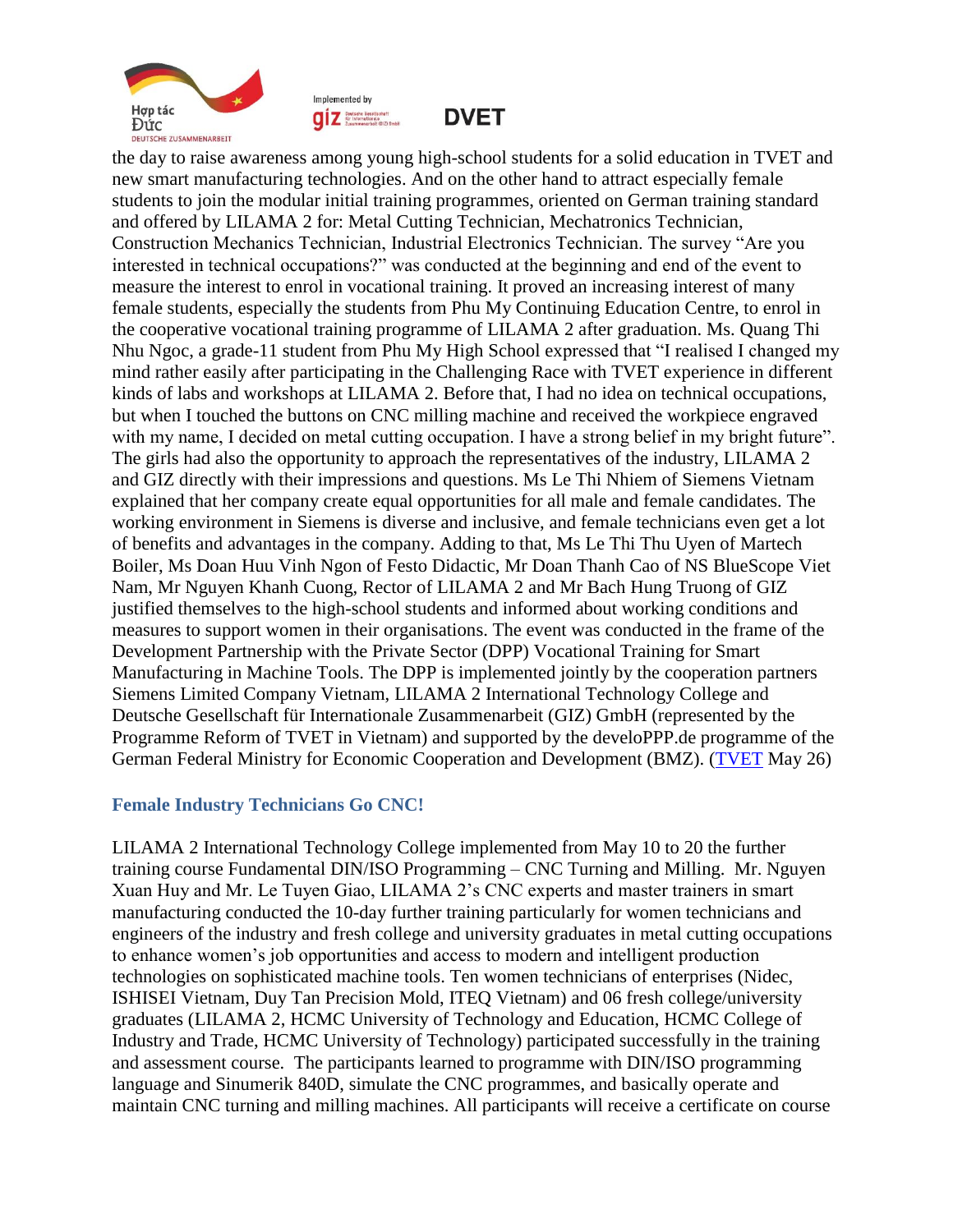the day to raise awareness among young high-school students for a solid education in TVET and new smart manufacturing technologies. And on the other hand to attract especially female students to join the modular initial training programmes, oriented on German training standard and offered by LILAMA 2 for: Metal Cutting Technician, Mechatronics Technician, Construction Mechanics Technician, Industrial Electronics Technician. The survey "Are you interested in technical occupations?" was conducted at the beginning and end of the event to measure the interest to enrol in vocational training. It proved an increasing interest of many female students, especially the students from Phu My Continuing Education Centre, to enrol in the cooperative vocational training programme of LILAMA 2 after graduation. Ms. Quang Thi Nhu Ngoc, a grade-11 student from Phu My High School expressed that "I realised I changed my mind rather easily after participating in the Challenging Race with TVET experience in different kinds of labs and workshops at LILAMA 2. Before that, I had no idea on technical occupations, but when I touched the buttons on CNC milling machine and received the workpiece engraved with my name, I decided on metal cutting occupation. I have a strong belief in my bright future". The girls had also the opportunity to approach the representatives of the industry, LILAMA 2 and GIZ directly with their impressions and questions. Ms Le Thi Nhiem of Siemens Vietnam explained that her company create equal opportunities for all male and female candidates. The working environment in Siemens is diverse and inclusive, and female technicians even get a lot of benefits and advantages in the company. Adding to that, Ms Le Thi Thu Uyen of Martech Boiler, Ms Doan Huu Vinh Ngon of Festo Didactic, Mr Doan Thanh Cao of NS BlueScope Viet Nam, Mr Nguyen Khanh Cuong, Rector of LILAMA 2 and Mr Bach Hung Truong of GIZ justified themselves to the high-school students and informed about working conditions and measures to support women in their organisations. The event was conducted in the frame of the Development Partnership with the Private Sector (DPP) Vocational Training for Smart Manufacturing in Machine Tools. The DPP is implemented jointly by the cooperation partners Siemens Limited Company Vietnam, LILAMA 2 International Technology College and Deutsche Gesellschaft für Internationale Zusammenarbeit (GIZ) GmbH (represented by the Programme Reform of TVET in Vietnam) and supported by the develoPPP.de programme of the German Federal Ministry for Economic Cooperation and Development (BMZ). (TVET May 26)

### Female Industry Technicians Go CNC!

LILAMA 2 International Technology College implemented from May 10 to 20 the further training course Fundamental DIN/ISO Programming – CNC Turning and Milling. Mr. Nguyen Xuan Huy and Mr. Le Tuyen Giao, LILAMA 2's CNC experts and master trainers in smart manufacturing conducted the 10-day further training particularly for women technicians and engineers of the industry and fresh college and university graduates in metal cutting occupations to enhance women's job opportunities and access to modern and intelligent production technologies on sophisticated machine tools. Ten women technicians of enterprises (Nidec, ISHISEI Vietnam, Duy Tan Precision Mold, ITEQ Vietnam) and 06 fresh college/university graduates (LILAMA 2, HCMC University of Technology and Education, HCMC College of Industry and Trade, HCMC University of Technology) participated successfully in the training and assessment course. The participants learned to programme with DIN/ISO programming language and Sinumerik 840D, simulate the CNC programmes, and basically operate and maintain CNC turning and milling machines. All participants will receive a certificate on course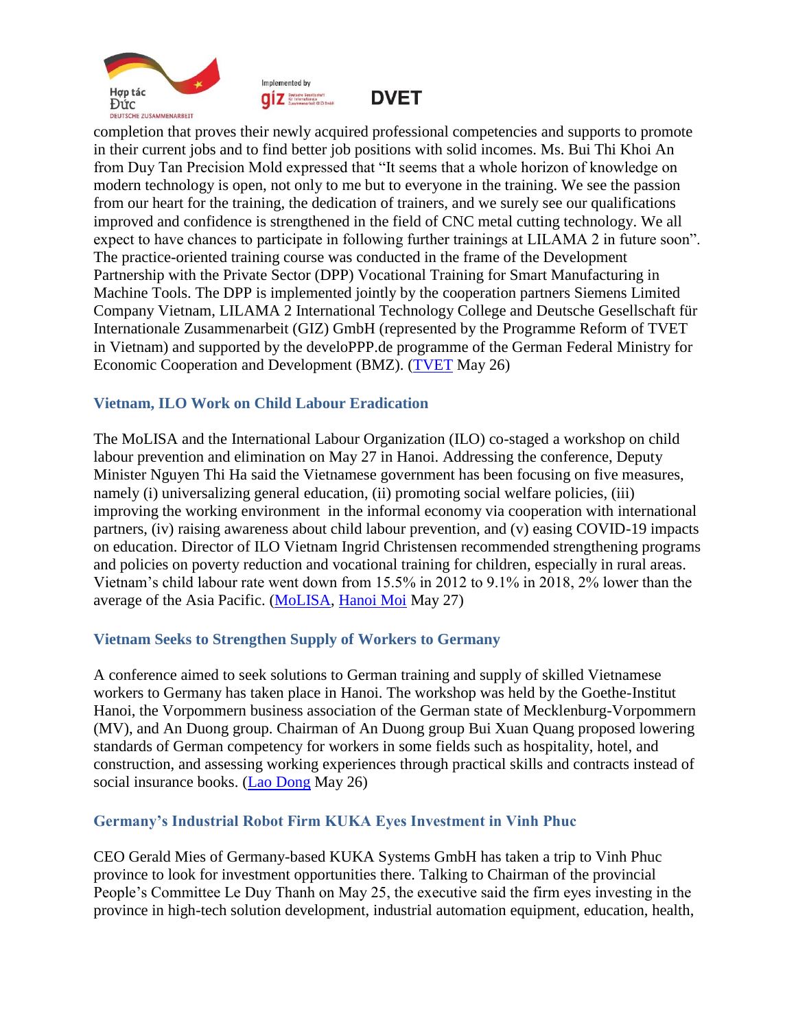completion that proves their newly acquired professional competencies and supports to promote in their current jobs and to find better job positions with solid incomes. Ms. Bui Thi Khoi An from Duy Tan Precision Mold expressed that "It seems that a whole horizon of knowledge on modern technology is open, not only to me but to everyone in the training. We see the passion from our heart for the training, the dedication of trainers, and we surely see our qualifications improved and confidence is strengthened in the field of CNC metal cutting technology. We all expect to have chances to participate in following further trainings at LILAMA 2 in future soon". The practice-oriented training course was conducted in the frame of the Development Partnership with the Private Sector (DPP) Vocational Training for Smart Manufacturing in Machine Tools. The DPP is implemented jointly by the cooperation partners Siemens Limited Company Vietnam, LILAMA 2 International Technology College and Deutsche Gesellschaft für Internationale Zusammenarbeit (GIZ) GmbH (represented by the Programme Reform of TVET in Vietnam) and supported by the develoPPP.de programme of the German Federal Ministry for Economic Cooperation and Development (BMZ). (TVET May 26)

### Vietnam, ILO Work on Child Labour Eradication

The MoLISA and the International Labour Organization (ILO) co-staged a workshop on child labour prevention and elimination on May 27 in Hanoi. Addressing the conference, Deputy Minister Nguyen Thi Ha said the Vietnamese government has been focusing on five measures, namely (i) universalizing general education, (ii) promoting social welfare policies, (iii) improving the working environment in the informal economy via cooperation with international partners, (iv) raising awareness about child labour prevention, and (v) easing COVID-19 impacts on education. Director of ILO Vietnam Ingrid Christensen recommended strengthening programs and policies on poverty reduction and vocational training for children, especially in rural areas. Vietnam's child labour rate went down from 15.5% in 2012 to 9.1% in 2018, 2% lower than the average of the Asia Pacific. (MoLISA, Hanoi Moi May 27)

### Vietnam Seeks to Strengthen Supply of Workers to Germany

A conference aimed to seek solutions to German training and supply of skilled Vietnamese workers to Germany has taken place in Hanoi. The workshop was held by the Goethe-Institut Hanoi, the Vorpommern business association of the German state of Mecklenburg-Vorpommern (MV), and An Duong group. Chairman of An Duong group Bui Xuan Quang proposed lowering standards of German competency for workers in some fields such as hospitality, hotel, and construction, and assessing working experiences through practical skills and contracts instead of social insurance books. (Lao Dong May 26)

### Germany's Industrial Robot Firm KUKA Eyes Investment in Vinh Phuc

CEO Gerald Mies of Germany-based KUKA Systems GmbH has taken a trip to Vinh Phuc province to look for investment opportunities there. Talking to Chairman of the provincial People's Committee Le Duy Thanh on May 25, the executive said the firm eyes investing in the province in high-tech solution development, industrial automation equipment, education, health,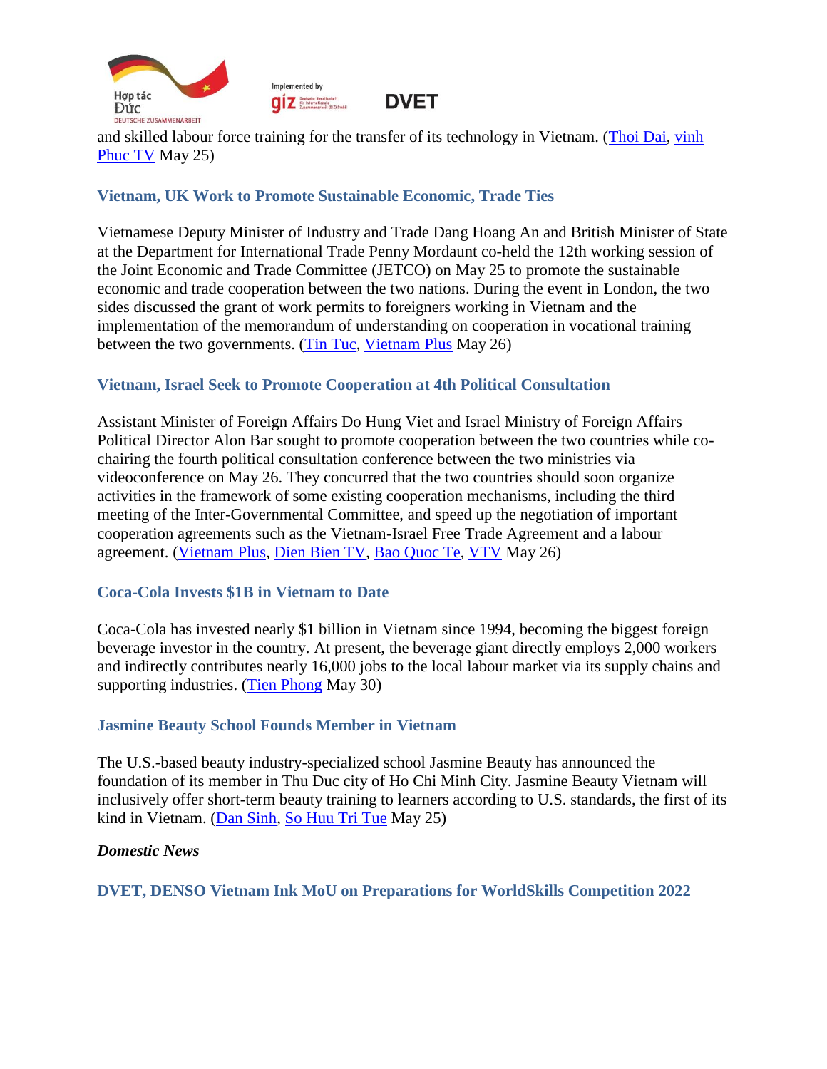and skilled labour force training for the transfer of its technology in Vietnam. (Thoi Dai, vinh Phuc TV May 25)

### Vietnam, UK Work to Promote Sustainable Economic, Trade Ties

Vietnamese Deputy Minister of Industry and Trade Dang Hoang An and British Minister of State at the Department for International Trade Penny Mordaunt co-held the 12th working session of the Joint Economic and Trade Committee (JETCO) on May 25 to promote the sustainable economic and trade cooperation between the two nations. During the event in London, the two sides discussed the grant of work permits to foreigners working in Vietnam and the implementation of the memorandum of understanding on cooperation in vocational training between the two governments. (Tin Tuc, Vietnam Plus May 26)

### Vietnam, Israel Seek to Promote Cooperation at 4th Political Consultation

Assistant Minister of Foreign Affairs Do Hung Viet and Israel Ministry of Foreign Affairs Political Director Alon Bar sought to promote cooperation between the two countries while co-chairing the fourth political consultation conference between the two ministries via videoconference on May 26. They concurred that the two countries should soon organize activities in the framework of some existing cooperation mechanisms, including the third meeting of the Inter-Governmental Committee, and speed up the negotiation of important cooperation agreements such as the Vietnam-Israel Free Trade Agreement and a labour agreement. (Vietnam Plus, Dien Bien TV, Bao Quoc Te, VTV May 26)

### Coca-Cola Invests $1B in Vietnam to Date

Coca-Cola has invested nearly $1 billion in Vietnam since 1994, becoming the biggest foreign beverage investor in the country. At present, the beverage giant directly employs 2,000 workers and indirectly contributes nearly 16,000 jobs to the local labour market via its supply chains and supporting industries. (Tien Phong May 30)

### Jasmine Beauty School Founds Member in Vietnam

The U.S.-based beauty industry-specialized school Jasmine Beauty has announced the foundation of its member in Thu Duc city of Ho Chi Minh City. Jasmine Beauty Vietnam will inclusively offer short-term beauty training to learners according to U.S. standards, the first of its kind in Vietnam. (Dan Sinh, So Huu Tri Tue May 25)

***Domestic News***

### DVET, DENSO Vietnam Ink MoU on Preparations for WorldSkills Competition 2022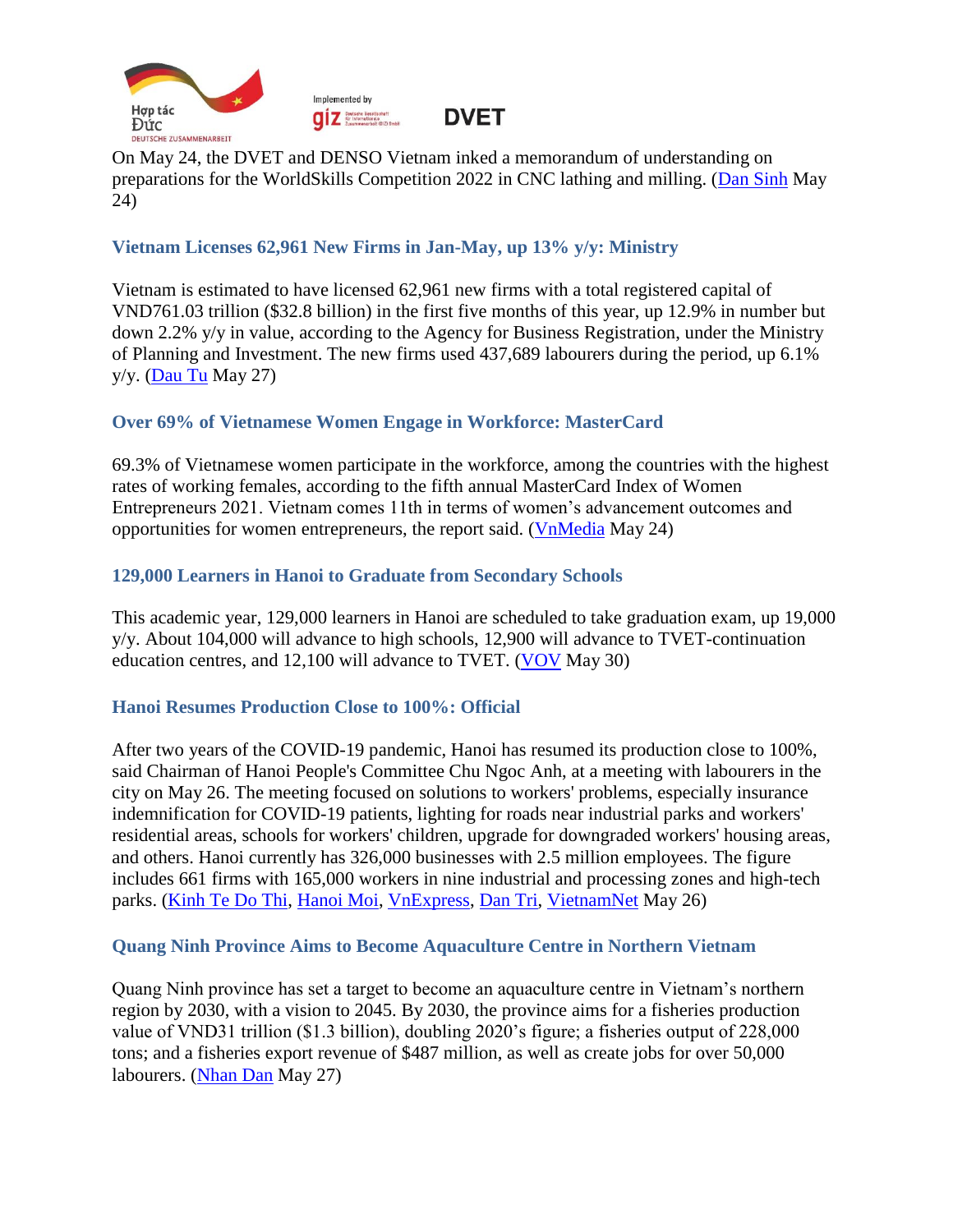On May 24, the DVET and DENSO Vietnam inked a memorandum of understanding on preparations for the WorldSkills Competition 2022 in CNC lathing and milling. (Dan Sinh May 24)

### Vietnam Licenses 62,961 New Firms in Jan-May, up 13% y/y: Ministry

Vietnam is estimated to have licensed 62,961 new firms with a total registered capital of VND761.03 trillion ($32.8 billion) in the first five months of this year, up 12.9% in number but down 2.2% y/y in value, according to the Agency for Business Registration, under the Ministry of Planning and Investment. The new firms used 437,689 labourers during the period, up 6.1% y/y. (Dau Tu May 27)

### Over 69% of Vietnamese Women Engage in Workforce: MasterCard

69.3% of Vietnamese women participate in the workforce, among the countries with the highest rates of working females, according to the fifth annual MasterCard Index of Women Entrepreneurs 2021. Vietnam comes 11th in terms of women's advancement outcomes and opportunities for women entrepreneurs, the report said. (VnMedia May 24)

### 129,000 Learners in Hanoi to Graduate from Secondary Schools

This academic year, 129,000 learners in Hanoi are scheduled to take graduation exam, up 19,000 y/y. About 104,000 will advance to high schools, 12,900 will advance to TVET-continuation education centres, and 12,100 will advance to TVET. (VOV May 30)

### Hanoi Resumes Production Close to 100%: Official

After two years of the COVID-19 pandemic, Hanoi has resumed its production close to 100%, said Chairman of Hanoi People's Committee Chu Ngoc Anh, at a meeting with labourers in the city on May 26. The meeting focused on solutions to workers' problems, especially insurance indemnification for COVID-19 patients, lighting for roads near industrial parks and workers' residential areas, schools for workers' children, upgrade for downgraded workers' housing areas, and others. Hanoi currently has 326,000 businesses with 2.5 million employees. The figure includes 661 firms with 165,000 workers in nine industrial and processing zones and high-tech parks. (Kinh Te Do Thi, Hanoi Moi, VnExpress, Dan Tri, VietnamNet May 26)

### Quang Ninh Province Aims to Become Aquaculture Centre in Northern Vietnam

Quang Ninh province has set a target to become an aquaculture centre in Vietnam's northern region by 2030, with a vision to 2045. By 2030, the province aims for a fisheries production value of VND31 trillion ($1.3 billion), doubling 2020's figure; a fisheries output of 228,000 tons; and a fisheries export revenue of $487 million, as well as create jobs for over 50,000 labourers. (Nhan Dan May 27)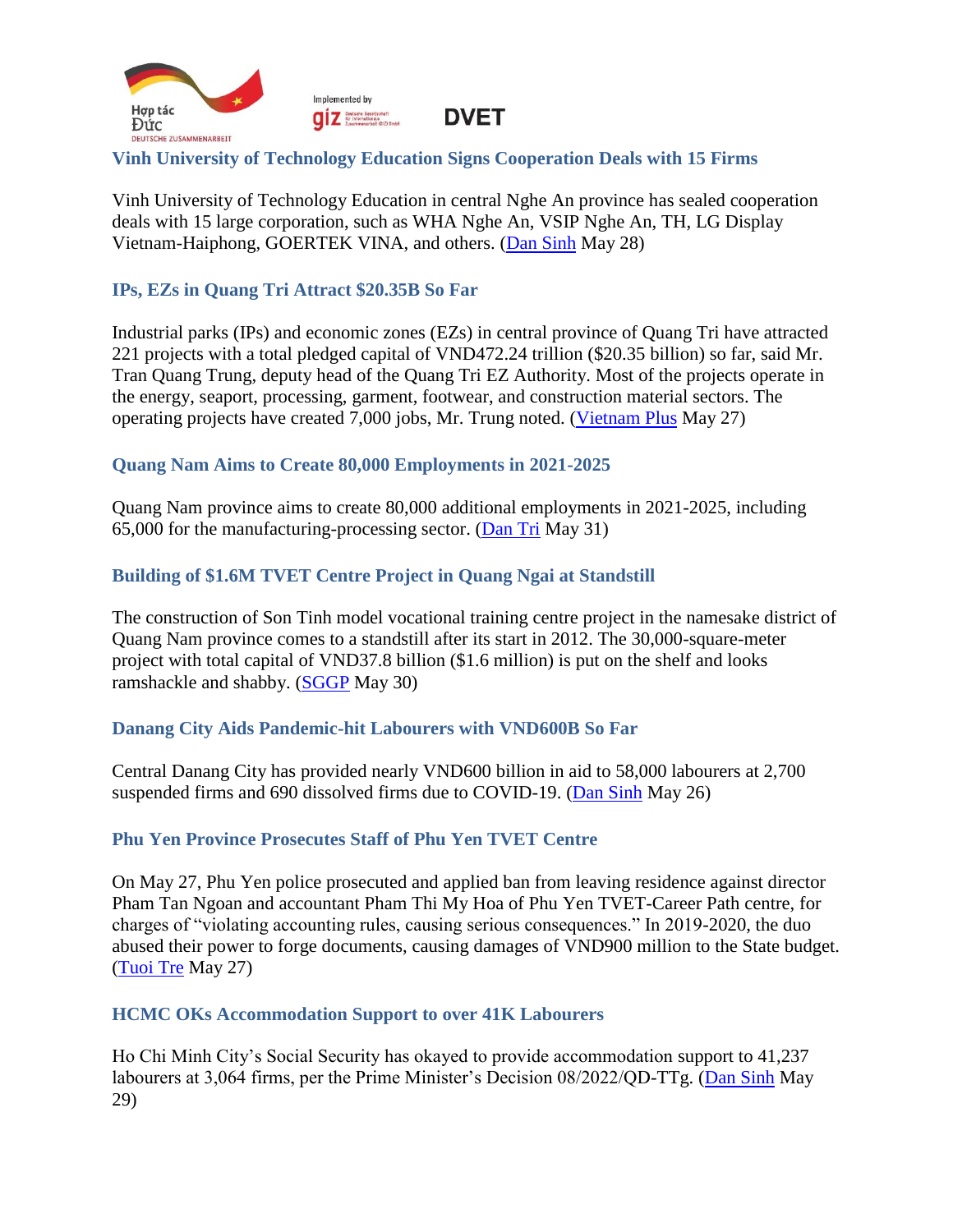### Vinh University of Technology Education Signs Cooperation Deals with 15 Firms

Vinh University of Technology Education in central Nghe An province has sealed cooperation deals with 15 large corporation, such as WHA Nghe An, VSIP Nghe An, TH, LG Display Vietnam-Haiphong, GOERTEK VINA, and others. (Dan Sinh May 28)

### IPs, EZs in Quang Tri Attract $20.35B So Far

Industrial parks (IPs) and economic zones (EZs) in central province of Quang Tri have attracted 221 projects with a total pledged capital of VND472.24 trillion ($20.35 billion) so far, said Mr. Tran Quang Trung, deputy head of the Quang Tri EZ Authority. Most of the projects operate in the energy, seaport, processing, garment, footwear, and construction material sectors. The operating projects have created 7,000 jobs, Mr. Trung noted. (Vietnam Plus May 27)

### Quang Nam Aims to Create 80,000 Employments in 2021-2025

Quang Nam province aims to create 80,000 additional employments in 2021-2025, including 65,000 for the manufacturing-processing sector. (Dan Tri May 31)

### Building of $1.6M TVET Centre Project in Quang Ngai at Standstill

The construction of Son Tinh model vocational training centre project in the namesake district of Quang Nam province comes to a standstill after its start in 2012. The 30,000-square-meter project with total capital of VND37.8 billion ($1.6 million) is put on the shelf and looks ramshackle and shabby. (SGGP May 30)

### Danang City Aids Pandemic-hit Labourers with VND600B So Far

Central Danang City has provided nearly VND600 billion in aid to 58,000 labourers at 2,700 suspended firms and 690 dissolved firms due to COVID-19. (Dan Sinh May 26)

### Phu Yen Province Prosecutes Staff of Phu Yen TVET Centre

On May 27, Phu Yen police prosecuted and applied ban from leaving residence against director Pham Tan Ngoan and accountant Pham Thi My Hoa of Phu Yen TVET-Career Path centre, for charges of "violating accounting rules, causing serious consequences." In 2019-2020, the duo abused their power to forge documents, causing damages of VND900 million to the State budget. (Tuoi Tre May 27)

### HCMC OKs Accommodation Support to over 41K Labourers

Ho Chi Minh City's Social Security has okayed to provide accommodation support to 41,237 labourers at 3,064 firms, per the Prime Minister's Decision 08/2022/QD-TTg. (Dan Sinh May 29)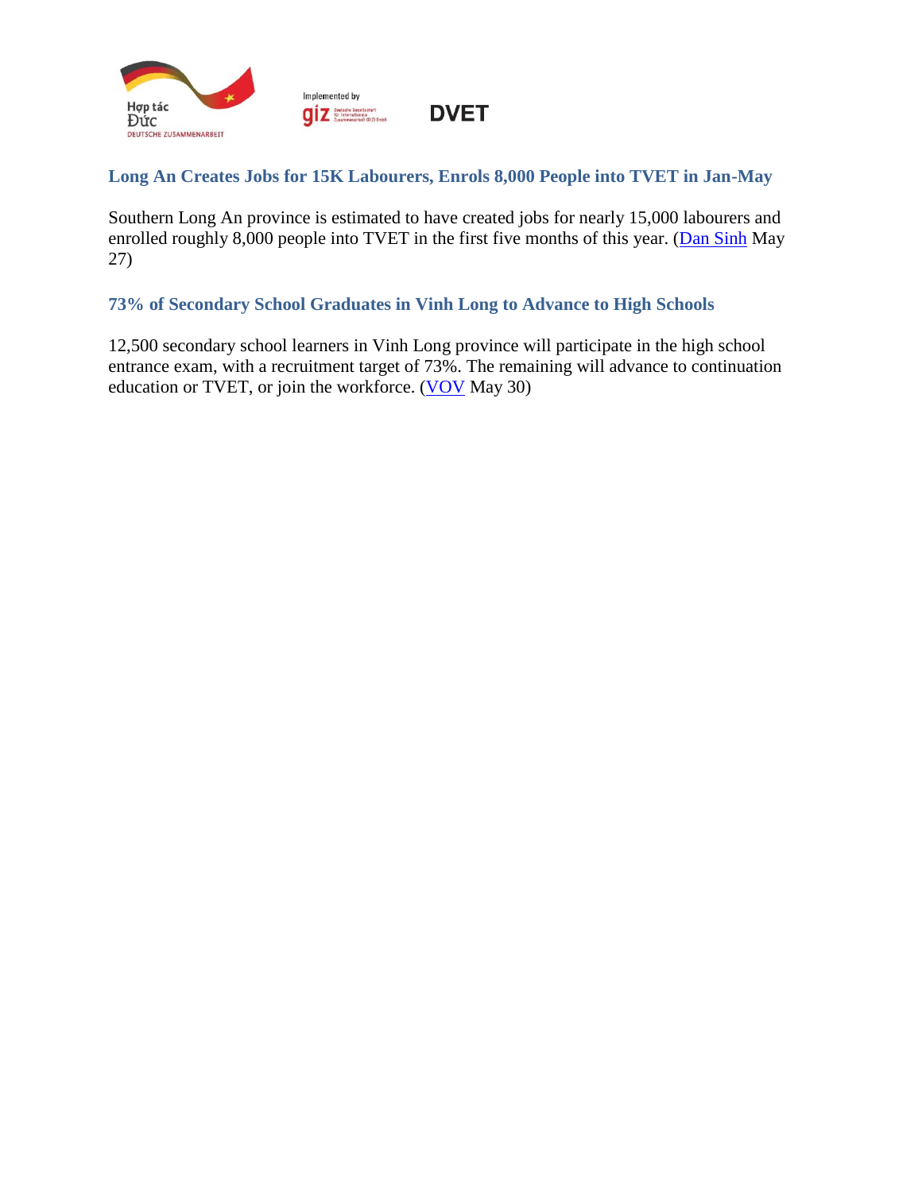## Long An Creates Jobs for 15K Labourers, Enrols 8,000 People into TVET in Jan-May

Southern Long An province is estimated to have created jobs for nearly 15,000 labourers and enrolled roughly 8,000 people into TVET in the first five months of this year. (Dan Sinh May 27)

## 73% of Secondary School Graduates in Vinh Long to Advance to High Schools

12,500 secondary school learners in Vinh Long province will participate in the high school entrance exam, with a recruitment target of 73%. The remaining will advance to continuation education or TVET, or join the workforce. (VOV May 30)